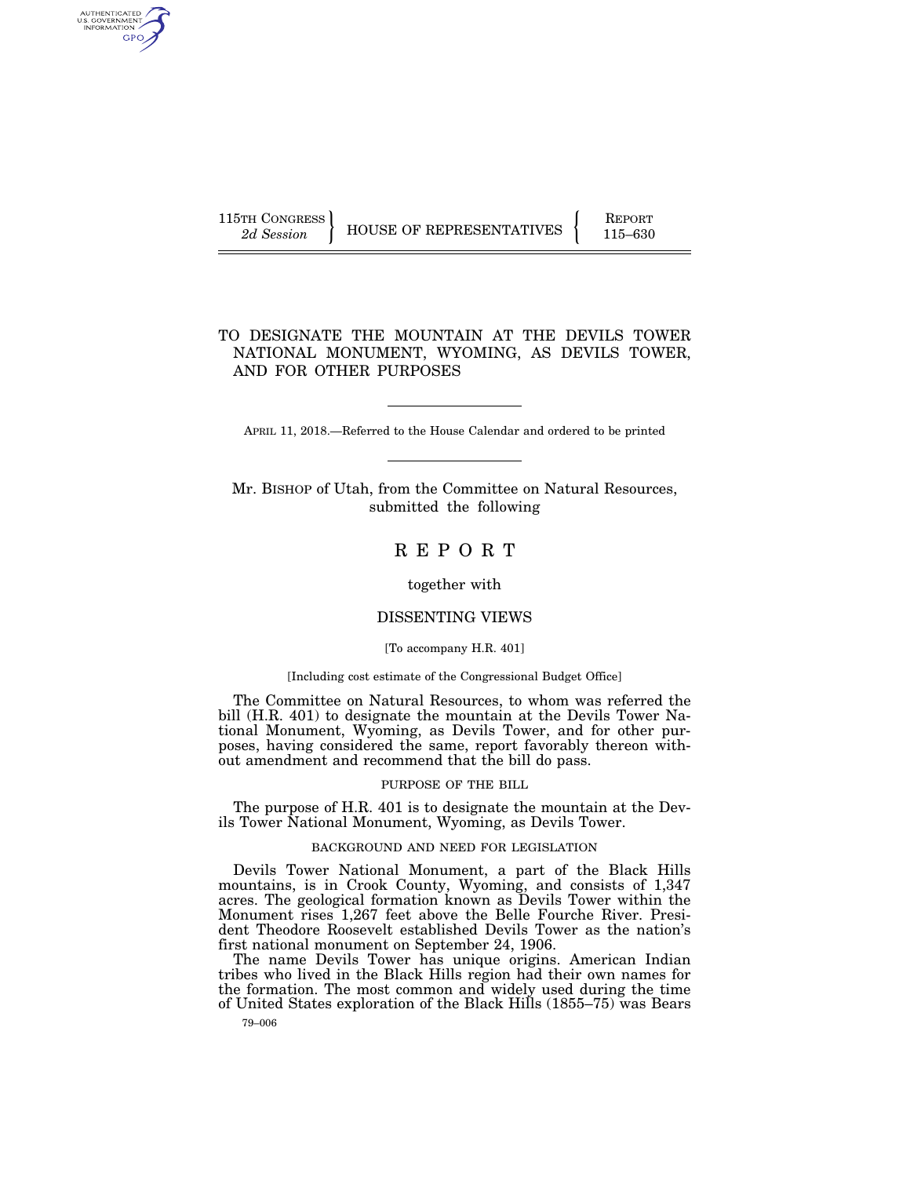115TH CONGRESS
*2d Session*

HOUSE OF REPRESENTATIVES

REPORT
115–630

# TO DESIGNATE THE MOUNTAIN AT THE DEVILS TOWER NATIONAL MONUMENT, WYOMING, AS DEVILS TOWER, AND FOR OTHER PURPOSES

APRIL 11, 2018.—Referred to the House Calendar and ordered to be printed

Mr. BISHOP of Utah, from the Committee on Natural Resources, submitted the following

## R E P O R T

together with

## DISSENTING VIEWS

[To accompany H.R. 401]

[Including cost estimate of the Congressional Budget Office]

The Committee on Natural Resources, to whom was referred the bill (H.R. 401) to designate the mountain at the Devils Tower National Monument, Wyoming, as Devils Tower, and for other purposes, having considered the same, report favorably thereon without amendment and recommend that the bill do pass.

### PURPOSE OF THE BILL

The purpose of H.R. 401 is to designate the mountain at the Devils Tower National Monument, Wyoming, as Devils Tower.

### BACKGROUND AND NEED FOR LEGISLATION

Devils Tower National Monument, a part of the Black Hills mountains, is in Crook County, Wyoming, and consists of 1,347 acres. The geological formation known as Devils Tower within the Monument rises 1,267 feet above the Belle Fourche River. President Theodore Roosevelt established Devils Tower as the nation's first national monument on September 24, 1906.

The name Devils Tower has unique origins. American Indian tribes who lived in the Black Hills region had their own names for the formation. The most common and widely used during the time of United States exploration of the Black Hills (1855–75) was Bears

79–006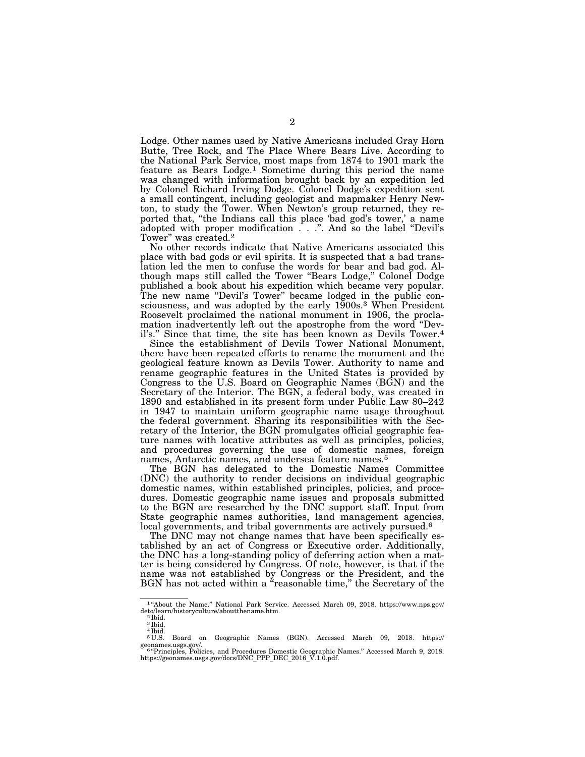Lodge. Other names used by Native Americans included Gray Horn Butte, Tree Rock, and The Place Where Bears Live. According to the National Park Service, most maps from 1874 to 1901 mark the feature as Bears Lodge.[1] Sometime during this period the name was changed with information brought back by an expedition led by Colonel Richard Irving Dodge. Colonel Dodge's expedition sent a small contingent, including geologist and mapmaker Henry Newton, to study the Tower. When Newton's group returned, they reported that, "the Indians call this place 'bad god's tower,' a name adopted with proper modification . . .". And so the label "Devil's Tower" was created.[2]

No other records indicate that Native Americans associated this place with bad gods or evil spirits. It is suspected that a bad translation led the men to confuse the words for bear and bad god. Although maps still called the Tower "Bears Lodge," Colonel Dodge published a book about his expedition which became very popular. The new name "Devil's Tower" became lodged in the public consciousness, and was adopted by the early 1900s.[3] When President Roosevelt proclaimed the national monument in 1906, the proclamation inadvertently left out the apostrophe from the word "Devil's." Since that time, the site has been known as Devils Tower.[4]

Since the establishment of Devils Tower National Monument, there have been repeated efforts to rename the monument and the geological feature known as Devils Tower. Authority to name and rename geographic features in the United States is provided by Congress to the U.S. Board on Geographic Names (BGN) and the Secretary of the Interior. The BGN, a federal body, was created in 1890 and established in its present form under Public Law 80–242 in 1947 to maintain uniform geographic name usage throughout the federal government. Sharing its responsibilities with the Secretary of the Interior, the BGN promulgates official geographic feature names with locative attributes as well as principles, policies, and procedures governing the use of domestic names, foreign names, Antarctic names, and undersea feature names.[5]

The BGN has delegated to the Domestic Names Committee (DNC) the authority to render decisions on individual geographic domestic names, within established principles, policies, and procedures. Domestic geographic name issues and proposals submitted to the BGN are researched by the DNC support staff. Input from State geographic names authorities, land management agencies, local governments, and tribal governments are actively pursued.[6]

The DNC may not change names that have been specifically established by an act of Congress or Executive order. Additionally, the DNC has a long-standing policy of deferring action when a matter is being considered by Congress. Of note, however, is that if the name was not established by Congress or the President, and the BGN has not acted within a "reasonable time," the Secretary of the

---

[1] "About the Name." National Park Service. Accessed March 09, 2018. https://www.nps.gov/deto/learn/historyculture/aboutthename.htm.

[2] Ibid.

[3] Ibid.

[4] Ibid.

[5] U.S. Board on Geographic Names (BGN). Accessed March 09, 2018. https://geonames.usgs.gov/.

[6] "Principles, Policies, and Procedures Domestic Geographic Names." Accessed March 9, 2018. https://geonames.usgs.gov/docs/DNC_PPP_DEC_2016_V.1.0.pdf.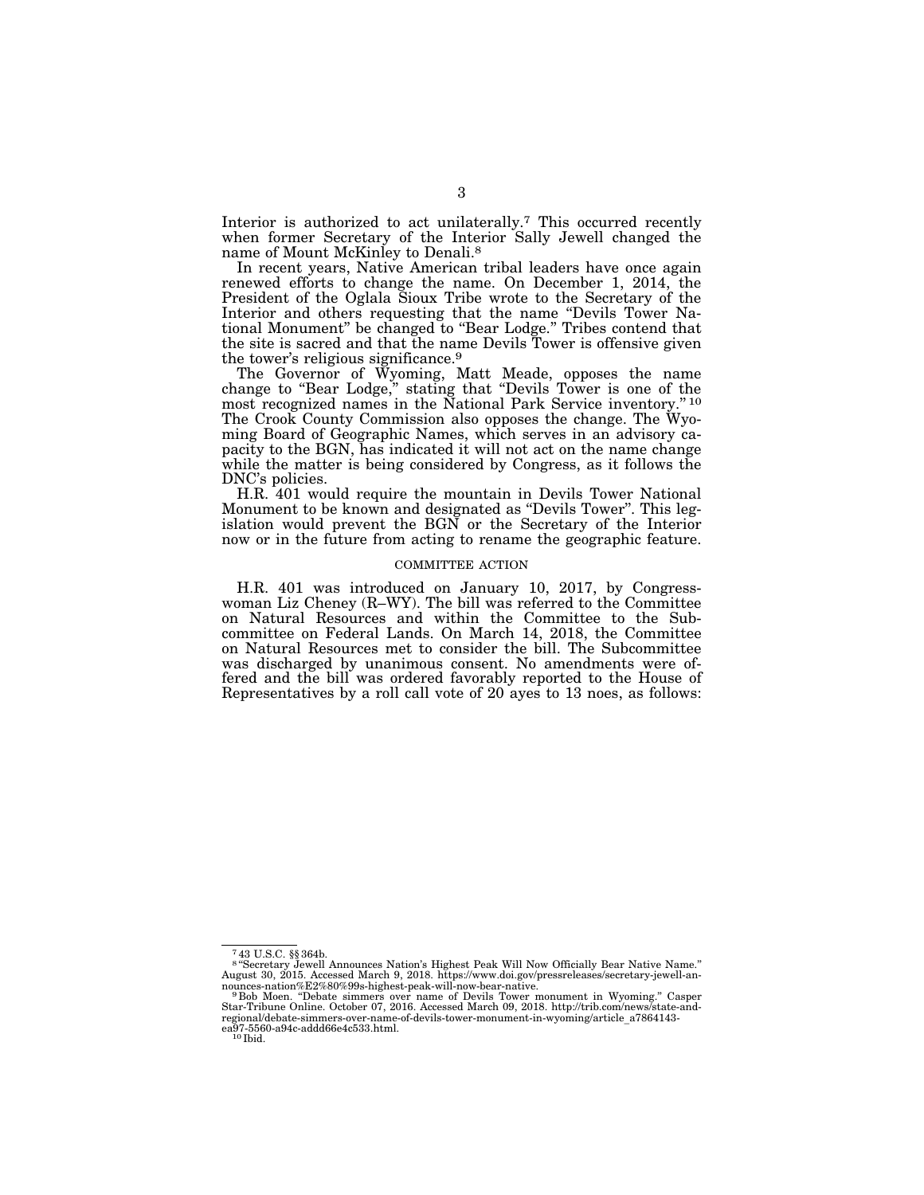Interior is authorized to act unilaterally.[7] This occurred recently when former Secretary of the Interior Sally Jewell changed the name of Mount McKinley to Denali.[8]

In recent years, Native American tribal leaders have once again renewed efforts to change the name. On December 1, 2014, the President of the Oglala Sioux Tribe wrote to the Secretary of the Interior and others requesting that the name "Devils Tower National Monument" be changed to "Bear Lodge." Tribes contend that the site is sacred and that the name Devils Tower is offensive given the tower's religious significance.[9]

The Governor of Wyoming, Matt Meade, opposes the name change to "Bear Lodge," stating that "Devils Tower is one of the most recognized names in the National Park Service inventory."[10] The Crook County Commission also opposes the change. The Wyoming Board of Geographic Names, which serves in an advisory capacity to the BGN, has indicated it will not act on the name change while the matter is being considered by Congress, as it follows the DNC's policies.

H.R. 401 would require the mountain in Devils Tower National Monument to be known and designated as "Devils Tower". This legislation would prevent the BGN or the Secretary of the Interior now or in the future from acting to rename the geographic feature.

## COMMITTEE ACTION

H.R. 401 was introduced on January 10, 2017, by Congresswoman Liz Cheney (R–WY). The bill was referred to the Committee on Natural Resources and within the Committee to the Subcommittee on Federal Lands. On March 14, 2018, the Committee on Natural Resources met to consider the bill. The Subcommittee was discharged by unanimous consent. No amendments were offered and the bill was ordered favorably reported to the House of Representatives by a roll call vote of 20 ayes to 13 noes, as follows:

---

[7] 43 U.S.C. §§ 364b.

[8] "Secretary Jewell Announces Nation's Highest Peak Will Now Officially Bear Native Name." August 30, 2015. Accessed March 9, 2018. https://www.doi.gov/pressreleases/secretary-jewell-announces-nation%E2%80%99s-highest-peak-will-now-bear-native.

[9] Bob Moen. "Debate simmers over name of Devils Tower monument in Wyoming." Casper Star-Tribune Online. October 07, 2016. Accessed March 09, 2018. http://trib.com/news/state-and-regional/debate-simmers-over-name-of-devils-tower-monument-in-wyoming/article_a7864143-ea97-5560-a94c-addd66e4c533.html.

[10] Ibid.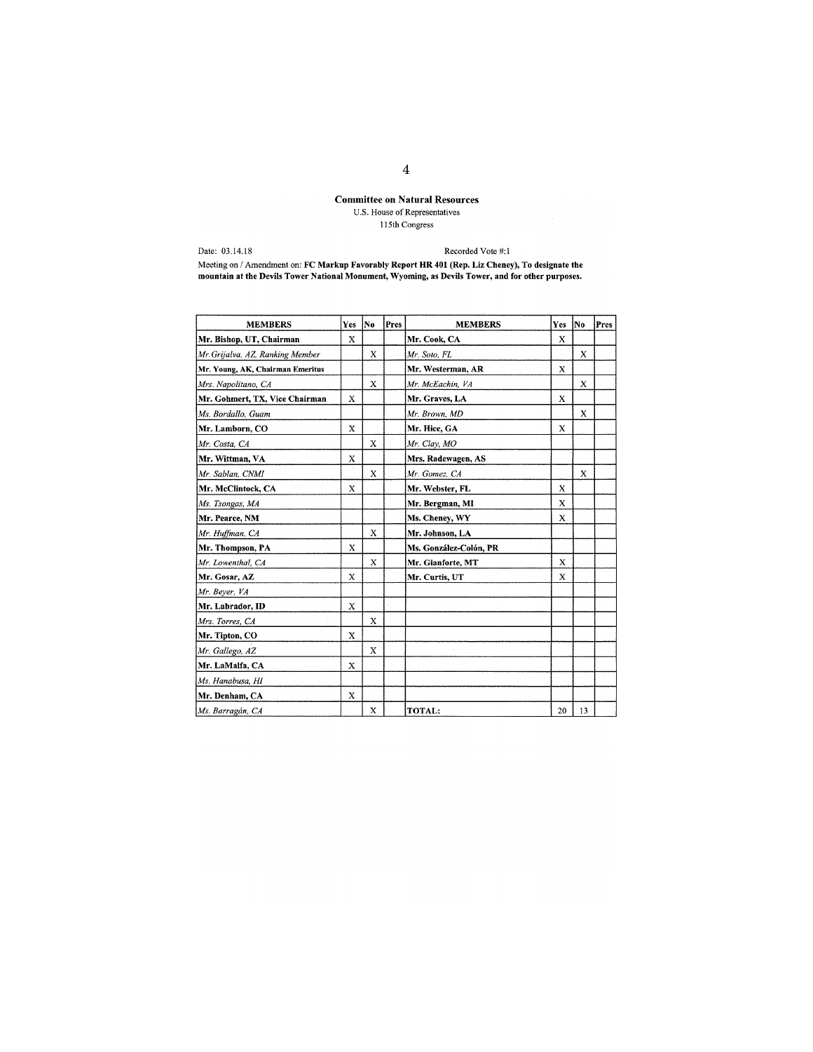**Committee on Natural Resources**
U.S. House of Representatives
115th Congress

Date: 03.14.18

Recorded Vote #:1

Meeting on / Amendment on: **FC Markup Favorably Report HR 401 (Rep. Liz Cheney), To designate the mountain at the Devils Tower National Monument, Wyoming, as Devils Tower, and for other purposes.**

| MEMBERS | Yes | No | Pres | MEMBERS | Yes | No | Pres |
|---|---|---|---|---|---|---|---|
| **Mr. Bishop, UT, Chairman** | X | | | **Mr. Cook, CA** | X | | |
| *Mr. Grijalva, AZ, Ranking Member* | | X | | *Mr. Soto, FL* | | X | |
| **Mr. Young, AK, Chairman Emeritus** | | | | **Mr. Westerman, AR** | X | | |
| *Mrs. Napolitano, CA* | | X | | *Mr. McEachin, VA* | | X | |
| **Mr. Gohmert, TX, Vice Chairman** | X | | | **Mr. Graves, LA** | X | | |
| *Ms. Bordallo, Guam* | | | | *Mr. Brown, MD* | | X | |
| **Mr. Lamborn, CO** | X | | | **Mr. Hice, GA** | X | | |
| *Mr. Costa, CA* | | X | | *Mr. Clay, MO* | | | |
| **Mr. Wittman, VA** | X | | | **Mrs. Radewagen, AS** | | | |
| *Mr. Sablan, CNMI* | | X | | *Mr. Gomez, CA* | | X | |
| **Mr. McClintock, CA** | X | | | **Mr. Webster, FL** | X | | |
| *Ms. Tsongas, MA* | | | | **Mr. Bergman, MI** | X | | |
| **Mr. Pearce, NM** | | | | **Ms. Cheney, WY** | X | | |
| *Mr. Huffman, CA* | | X | | **Mr. Johnson, LA** | | | |
| **Mr. Thompson, PA** | X | | | **Ms. González-Colón, PR** | | | |
| *Mr. Lowenthal, CA* | | X | | **Mr. Gianforte, MT** | X | | |
| **Mr. Gosar, AZ** | X | | | **Mr. Curtis, UT** | X | | |
| *Mr. Beyer, VA* | | | | | | | |
| **Mr. Labrador, ID** | X | | | | | | |
| *Mrs. Torres, CA* | | X | | | | | |
| **Mr. Tipton, CO** | X | | | | | | |
| *Mr. Gallego, AZ* | | X | | | | | |
| **Mr. LaMalfa, CA** | X | | | | | | |
| *Ms. Hanabusa, HI* | | | | | | | |
| **Mr. Denham, CA** | X | | | | | | |
| *Ms. Barragán, CA* | | X | | **TOTAL:** | 20 | 13 | |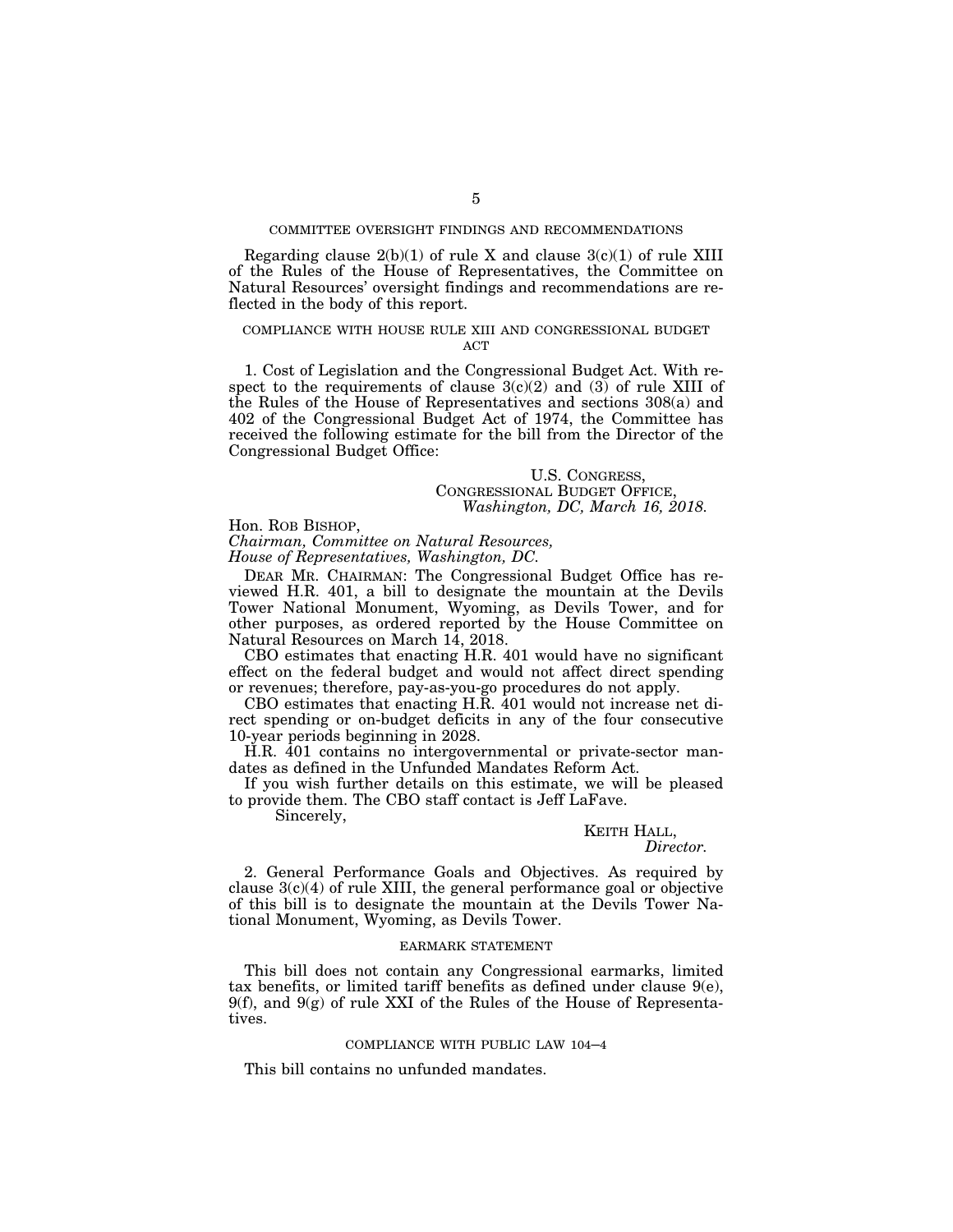## COMMITTEE OVERSIGHT FINDINGS AND RECOMMENDATIONS

Regarding clause 2(b)(1) of rule X and clause 3(c)(1) of rule XIII of the Rules of the House of Representatives, the Committee on Natural Resources' oversight findings and recommendations are reflected in the body of this report.

## COMPLIANCE WITH HOUSE RULE XIII AND CONGRESSIONAL BUDGET ACT

1. Cost of Legislation and the Congressional Budget Act. With respect to the requirements of clause 3(c)(2) and (3) of rule XIII of the Rules of the House of Representatives and sections 308(a) and 402 of the Congressional Budget Act of 1974, the Committee has received the following estimate for the bill from the Director of the Congressional Budget Office:

U.S. CONGRESS,
CONGRESSIONAL BUDGET OFFICE,
*Washington, DC, March 16, 2018.*

Hon. ROB BISHOP,
*Chairman, Committee on Natural Resources,*
*House of Representatives, Washington, DC.*

DEAR MR. CHAIRMAN: The Congressional Budget Office has reviewed H.R. 401, a bill to designate the mountain at the Devils Tower National Monument, Wyoming, as Devils Tower, and for other purposes, as ordered reported by the House Committee on Natural Resources on March 14, 2018.

CBO estimates that enacting H.R. 401 would have no significant effect on the federal budget and would not affect direct spending or revenues; therefore, pay-as-you-go procedures do not apply.

CBO estimates that enacting H.R. 401 would not increase net direct spending or on-budget deficits in any of the four consecutive 10-year periods beginning in 2028.

H.R. 401 contains no intergovernmental or private-sector mandates as defined in the Unfunded Mandates Reform Act.

If you wish further details on this estimate, we will be pleased to provide them. The CBO staff contact is Jeff LaFave.

Sincerely,

KEITH HALL,
*Director.*

2. General Performance Goals and Objectives. As required by clause 3(c)(4) of rule XIII, the general performance goal or objective of this bill is to designate the mountain at the Devils Tower National Monument, Wyoming, as Devils Tower.

## EARMARK STATEMENT

This bill does not contain any Congressional earmarks, limited tax benefits, or limited tariff benefits as defined under clause 9(e), 9(f), and 9(g) of rule XXI of the Rules of the House of Representatives.

## COMPLIANCE WITH PUBLIC LAW 104–4

This bill contains no unfunded mandates.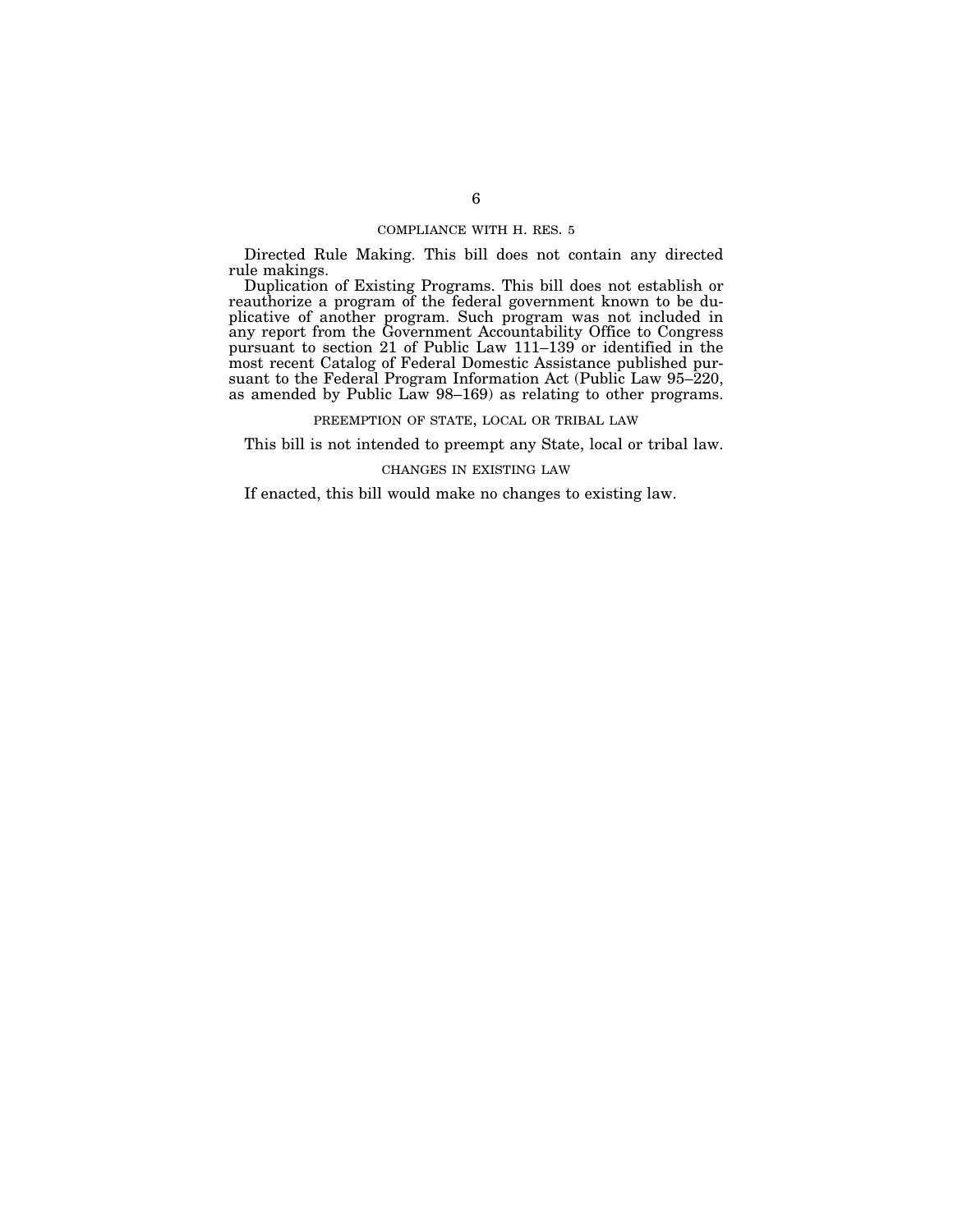## COMPLIANCE WITH H. RES. 5

Directed Rule Making. This bill does not contain any directed rule makings.

Duplication of Existing Programs. This bill does not establish or reauthorize a program of the federal government known to be duplicative of another program. Such program was not included in any report from the Government Accountability Office to Congress pursuant to section 21 of Public Law 111–139 or identified in the most recent Catalog of Federal Domestic Assistance published pursuant to the Federal Program Information Act (Public Law 95–220, as amended by Public Law 98–169) as relating to other programs.

## PREEMPTION OF STATE, LOCAL OR TRIBAL LAW

This bill is not intended to preempt any State, local or tribal law.

## CHANGES IN EXISTING LAW

If enacted, this bill would make no changes to existing law.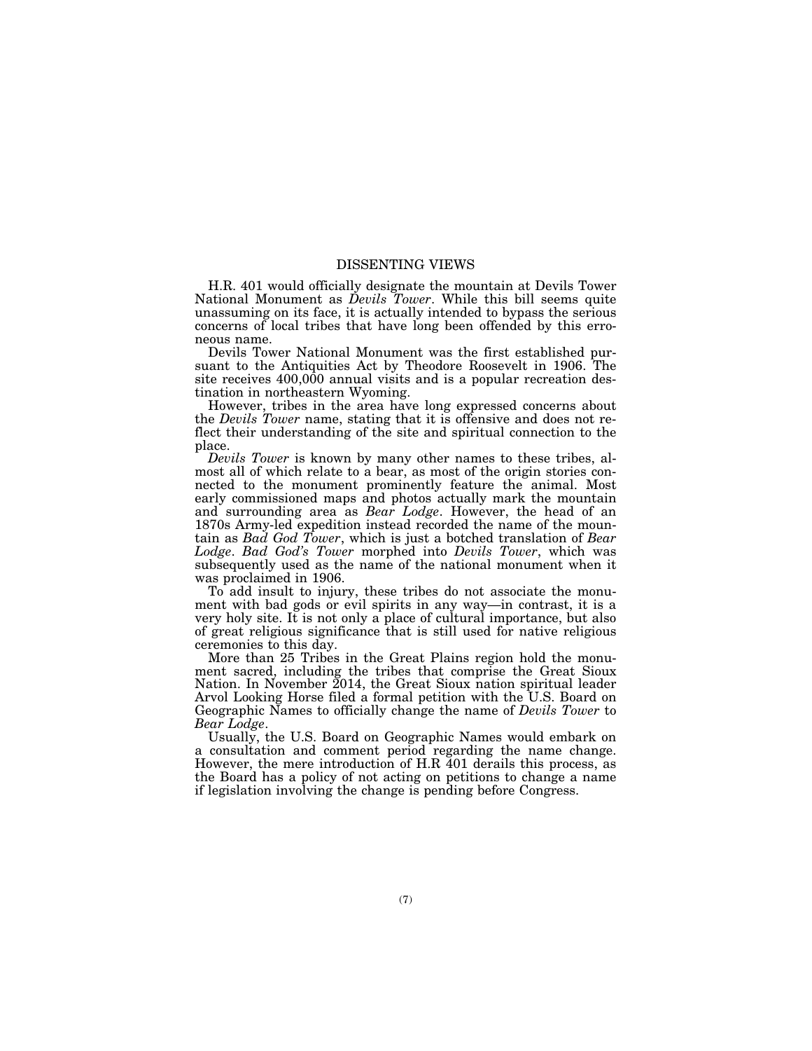## DISSENTING VIEWS

H.R. 401 would officially designate the mountain at Devils Tower National Monument as *Devils Tower*. While this bill seems quite unassuming on its face, it is actually intended to bypass the serious concerns of local tribes that have long been offended by this erroneous name.

Devils Tower National Monument was the first established pursuant to the Antiquities Act by Theodore Roosevelt in 1906. The site receives 400,000 annual visits and is a popular recreation destination in northeastern Wyoming.

However, tribes in the area have long expressed concerns about the *Devils Tower* name, stating that it is offensive and does not reflect their understanding of the site and spiritual connection to the place.

*Devils Tower* is known by many other names to these tribes, almost all of which relate to a bear, as most of the origin stories connected to the monument prominently feature the animal. Most early commissioned maps and photos actually mark the mountain and surrounding area as *Bear Lodge*. However, the head of an 1870s Army-led expedition instead recorded the name of the mountain as *Bad God Tower*, which is just a botched translation of *Bear Lodge*. *Bad God's Tower* morphed into *Devils Tower*, which was subsequently used as the name of the national monument when it was proclaimed in 1906.

To add insult to injury, these tribes do not associate the monument with bad gods or evil spirits in any way—in contrast, it is a very holy site. It is not only a place of cultural importance, but also of great religious significance that is still used for native religious ceremonies to this day.

More than 25 Tribes in the Great Plains region hold the monument sacred, including the tribes that comprise the Great Sioux Nation. In November 2014, the Great Sioux nation spiritual leader Arvol Looking Horse filed a formal petition with the U.S. Board on Geographic Names to officially change the name of *Devils Tower* to *Bear Lodge*.

Usually, the U.S. Board on Geographic Names would embark on a consultation and comment period regarding the name change. However, the mere introduction of H.R 401 derails this process, as the Board has a policy of not acting on petitions to change a name if legislation involving the change is pending before Congress.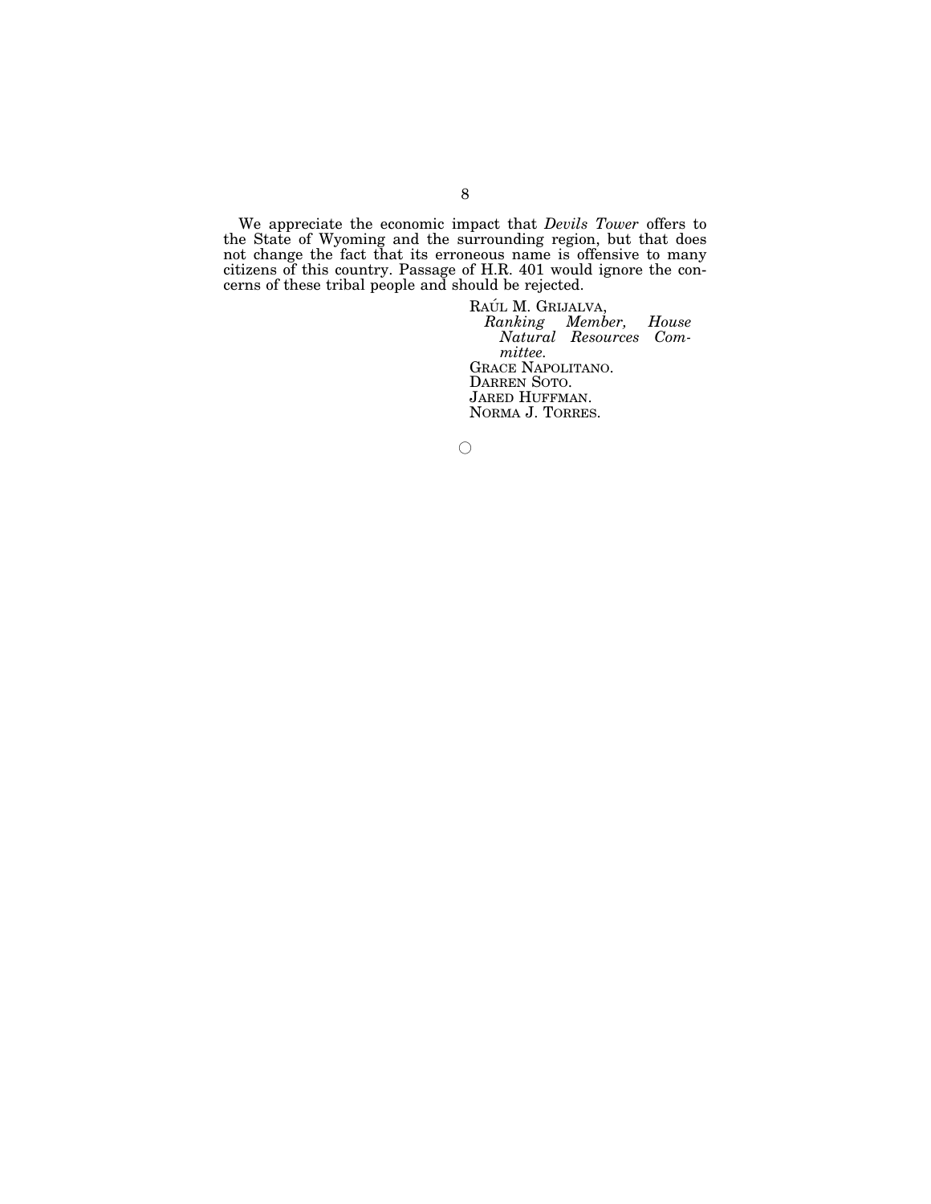We appreciate the economic impact that *Devils Tower* offers to the State of Wyoming and the surrounding region, but that does not change the fact that its erroneous name is offensive to many citizens of this country. Passage of H.R. 401 would ignore the concerns of these tribal people and should be rejected.

RAÚL M. GRIJALVA,
*Ranking Member, House Natural Resources Committee.*
GRACE NAPOLITANO.
DARREN SOTO.
JARED HUFFMAN.
NORMA J. TORRES.

○